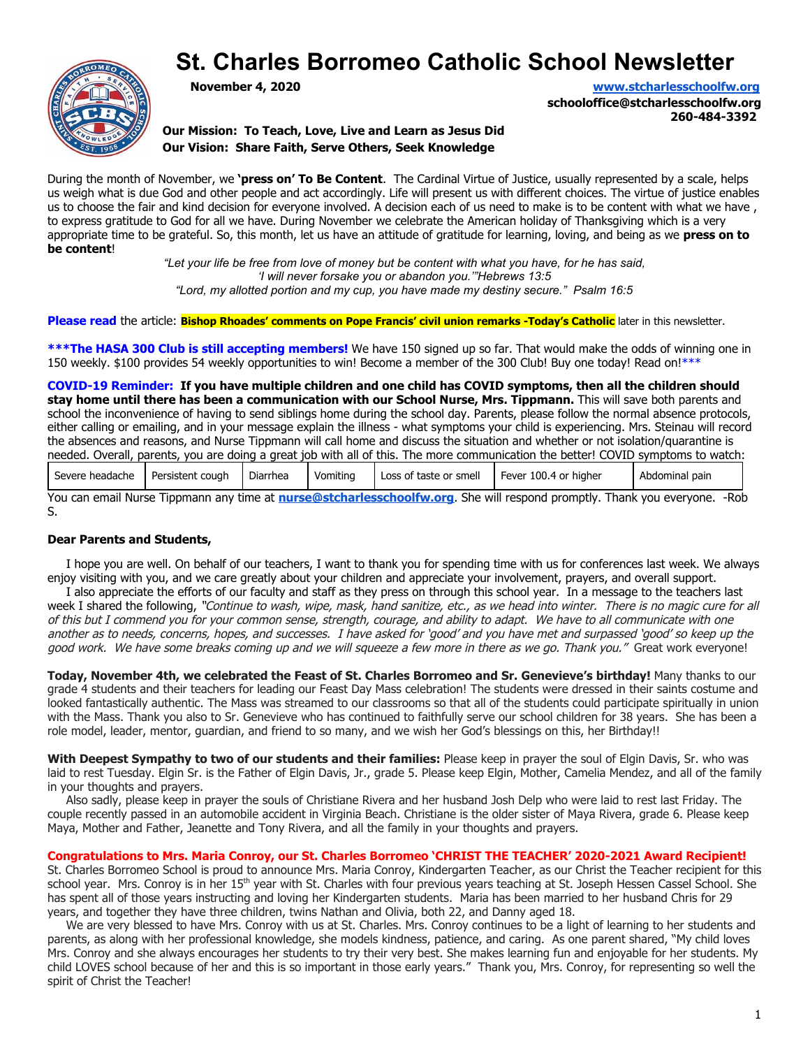# St. Charles Borromeo Catholic School Newsletter

**November 4, 2020**

**www.stcharlesschoolfw.org**
**schooloffice@stcharlesschoolfw.org**
**260-484-3392**

**Our Mission: To Teach, Love, Live and Learn as Jesus Did**
**Our Vision: Share Faith, Serve Others, Seek Knowledge**

During the month of November, we **'press on' To Be Content**. The Cardinal Virtue of Justice, usually represented by a scale, helps us weigh what is due God and other people and act accordingly. Life will present us with different choices. The virtue of justice enables us to choose the fair and kind decision for everyone involved. A decision each of us need to make is to be content with what we have , to express gratitude to God for all we have. During November we celebrate the American holiday of Thanksgiving which is a very appropriate time to be grateful. So, this month, let us have an attitude of gratitude for learning, loving, and being as we **press on to be content**!

*"Let your life be free from love of money but be content with what you have, for he has said, 'I will never forsake you or abandon you.'"Hebrews 13:5*
*"Lord, my allotted portion and my cup, you have made my destiny secure." Psalm 16:5*

**Please read** the article: **Bishop Rhoades' comments on Pope Francis' civil union remarks -Today's Catholic** later in this newsletter.

**\*\*\*The HASA 300 Club is still accepting members!** We have 150 signed up so far. That would make the odds of winning one in 150 weekly. $100 provides 54 weekly opportunities to win! Become a member of the 300 Club! Buy one today! Read on!\*\*\*

**COVID-19 Reminder: If you have multiple children and one child has COVID symptoms, then all the children should stay home until there has been a communication with our School Nurse, Mrs. Tippmann.** This will save both parents and school the inconvenience of having to send siblings home during the school day. Parents, please follow the normal absence protocols, either calling or emailing, and in your message explain the illness - what symptoms your child is experiencing. Mrs. Steinau will record the absences and reasons, and Nurse Tippmann will call home and discuss the situation and whether or not isolation/quarantine is needed. Overall, parents, you are doing a great job with all of this. The more communication the better! COVID symptoms to watch:

| Severe headache | Persistent cough | Diarrhea | Vomiting | Loss of taste or smell | Fever 100.4 or higher | Abdominal pain |
|---|---|---|---|---|---|---|

You can email Nurse Tippmann any time at **nurse@stcharlesschoolfw.org**. She will respond promptly. Thank you everyone. -Rob S.

**Dear Parents and Students,**

I hope you are well. On behalf of our teachers, I want to thank you for spending time with us for conferences last week. We always enjoy visiting with you, and we care greatly about your children and appreciate your involvement, prayers, and overall support.

I also appreciate the efforts of our faculty and staff as they press on through this school year. In a message to the teachers last week I shared the following, *"Continue to wash, wipe, mask, hand sanitize, etc., as we head into winter. There is no magic cure for all of this but I commend you for your common sense, strength, courage, and ability to adapt. We have to all communicate with one another as to needs, concerns, hopes, and successes. I have asked for 'good' and you have met and surpassed 'good' so keep up the good work. We have some breaks coming up and we will squeeze a few more in there as we go. Thank you."* Great work everyone!

**Today, November 4th, we celebrated the Feast of St. Charles Borromeo and Sr. Genevieve's birthday!** Many thanks to our grade 4 students and their teachers for leading our Feast Day Mass celebration! The students were dressed in their saints costume and looked fantastically authentic. The Mass was streamed to our classrooms so that all of the students could participate spiritually in union with the Mass. Thank you also to Sr. Genevieve who has continued to faithfully serve our school children for 38 years. She has been a role model, leader, mentor, guardian, and friend to so many, and we wish her God's blessings on this, her Birthday!!

**With Deepest Sympathy to two of our students and their families:** Please keep in prayer the soul of Elgin Davis, Sr. who was laid to rest Tuesday. Elgin Sr. is the Father of Elgin Davis, Jr., grade 5. Please keep Elgin, Mother, Camelia Mendez, and all of the family in your thoughts and prayers.

Also sadly, please keep in prayer the souls of Christiane Rivera and her husband Josh Delp who were laid to rest last Friday. The couple recently passed in an automobile accident in Virginia Beach. Christiane is the older sister of Maya Rivera, grade 6. Please keep Maya, Mother and Father, Jeanette and Tony Rivera, and all the family in your thoughts and prayers.

**Congratulations to Mrs. Maria Conroy, our St. Charles Borromeo 'CHRIST THE TEACHER' 2020-2021 Award Recipient!**

St. Charles Borromeo School is proud to announce Mrs. Maria Conroy, Kindergarten Teacher, as our Christ the Teacher recipient for this school year. Mrs. Conroy is in her 15th year with St. Charles with four previous years teaching at St. Joseph Hessen Cassel School. She has spent all of those years instructing and loving her Kindergarten students. Maria has been married to her husband Chris for 29 years, and together they have three children, twins Nathan and Olivia, both 22, and Danny aged 18.

We are very blessed to have Mrs. Conroy with us at St. Charles. Mrs. Conroy continues to be a light of learning to her students and parents, as along with her professional knowledge, she models kindness, patience, and caring. As one parent shared, "My child loves Mrs. Conroy and she always encourages her students to try their very best. She makes learning fun and enjoyable for her students. My child LOVES school because of her and this is so important in those early years." Thank you, Mrs. Conroy, for representing so well the spirit of Christ the Teacher!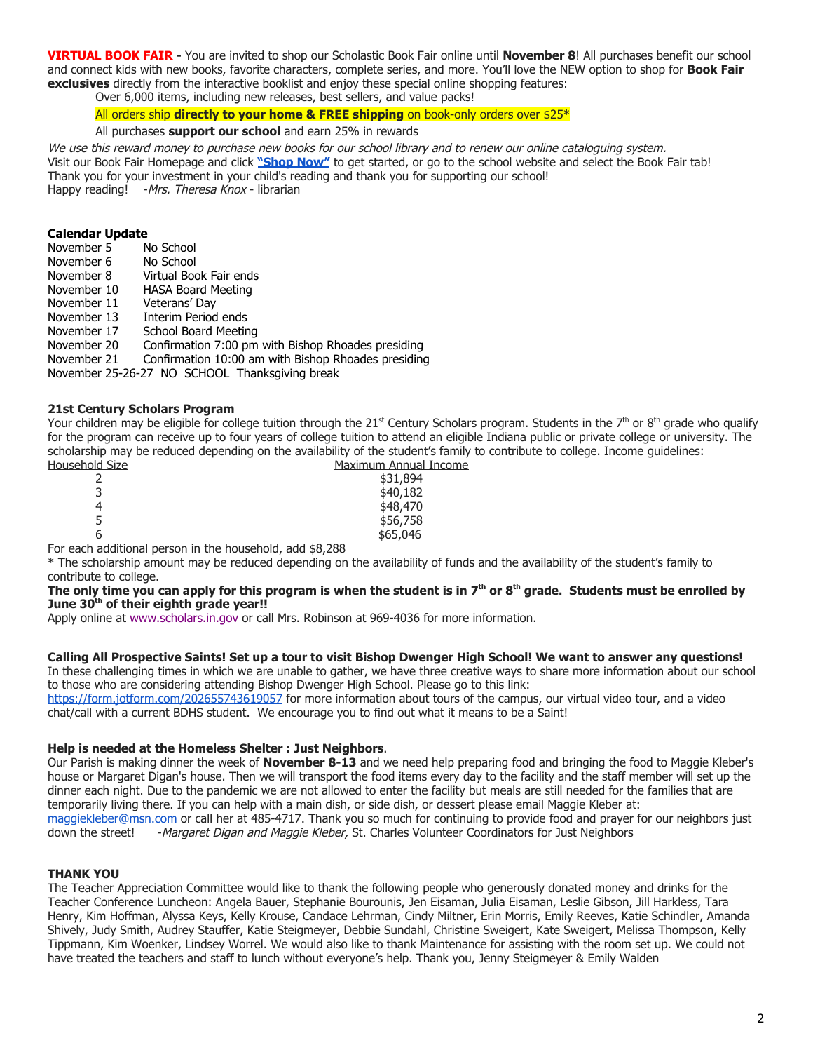**VIRTUAL BOOK FAIR -** You are invited to shop our Scholastic Book Fair online until **November 8**! All purchases benefit our school and connect kids with new books, favorite characters, complete series, and more. You'll love the NEW option to shop for **Book Fair exclusives** directly from the interactive booklist and enjoy these special online shopping features:

Over 6,000 items, including new releases, best sellers, and value packs!

All orders ship **directly to your home & FREE shipping** on book-only orders over $25*

All purchases **support our school** and earn 25% in rewards

*We use this reward money to purchase new books for our school library and to renew our online cataloguing system.*

Visit our Book Fair Homepage and click **"Shop Now"** to get started, or go to the school website and select the Book Fair tab!

Thank you for your investment in your child's reading and thank you for supporting our school!

Happy reading! -*Mrs. Theresa Knox* - librarian

**Calendar Update**

| | |
|---|---|
| November 5 | No School |
| November 6 | No School |
| November 8 | Virtual Book Fair ends |
| November 10 | HASA Board Meeting |
| November 11 | Veterans' Day |
| November 13 | Interim Period ends |
| November 17 | School Board Meeting |
| November 20 | Confirmation 7:00 pm with Bishop Rhoades presiding |
| November 21 | Confirmation 10:00 am with Bishop Rhoades presiding |

November 25-26-27 NO SCHOOL Thanksgiving break

**21st Century Scholars Program**

Your children may be eligible for college tuition through the 21st Century Scholars program. Students in the 7th or 8th grade who qualify for the program can receive up to four years of college tuition to attend an eligible Indiana public or private college or university. The scholarship may be reduced depending on the availability of the student's family to contribute to college. Income guidelines:

| Household Size | Maximum Annual Income |
|---|---|
| 2 | $31,894 |
| 3 | $40,182 |
| 4 | $48,470 |
| 5 | $56,758 |
| 6 | $65,046 |

For each additional person in the household, add $8,288

* The scholarship amount may be reduced depending on the availability of funds and the availability of the student's family to contribute to college.

**The only time you can apply for this program is when the student is in 7th or 8th grade. Students must be enrolled by June 30th of their eighth grade year!!**

Apply online at www.scholars.in.gov or call Mrs. Robinson at 969-4036 for more information.

**Calling All Prospective Saints! Set up a tour to visit Bishop Dwenger High School! We want to answer any questions!**

In these challenging times in which we are unable to gather, we have three creative ways to share more information about our school to those who are considering attending Bishop Dwenger High School. Please go to this link: https://form.jotform.com/202655743619057 for more information about tours of the campus, our virtual video tour, and a video chat/call with a current BDHS student. We encourage you to find out what it means to be a Saint!

**Help is needed at the Homeless Shelter : Just Neighbors**.

Our Parish is making dinner the week of **November 8-13** and we need help preparing food and bringing the food to Maggie Kleber's house or Margaret Digan's house. Then we will transport the food items every day to the facility and the staff member will set up the dinner each night. Due to the pandemic we are not allowed to enter the facility but meals are still needed for the families that are temporarily living there. If you can help with a main dish, or side dish, or dessert please email Maggie Kleber at: maggiekleber@msn.com or call her at 485-4717. Thank you so much for continuing to provide food and prayer for our neighbors just down the street! -*Margaret Digan and Maggie Kleber,* St. Charles Volunteer Coordinators for Just Neighbors

**THANK YOU**

The Teacher Appreciation Committee would like to thank the following people who generously donated money and drinks for the Teacher Conference Luncheon: Angela Bauer, Stephanie Bourounis, Jen Eisaman, Julia Eisaman, Leslie Gibson, Jill Harkless, Tara Henry, Kim Hoffman, Alyssa Keys, Kelly Krouse, Candace Lehrman, Cindy Miltner, Erin Morris, Emily Reeves, Katie Schindler, Amanda Shively, Judy Smith, Audrey Stauffer, Katie Steigmeyer, Debbie Sundahl, Christine Sweigert, Kate Sweigert, Melissa Thompson, Kelly Tippmann, Kim Woenker, Lindsey Worrel. We would also like to thank Maintenance for assisting with the room set up. We could not have treated the teachers and staff to lunch without everyone's help. Thank you, Jenny Steigmeyer & Emily Walden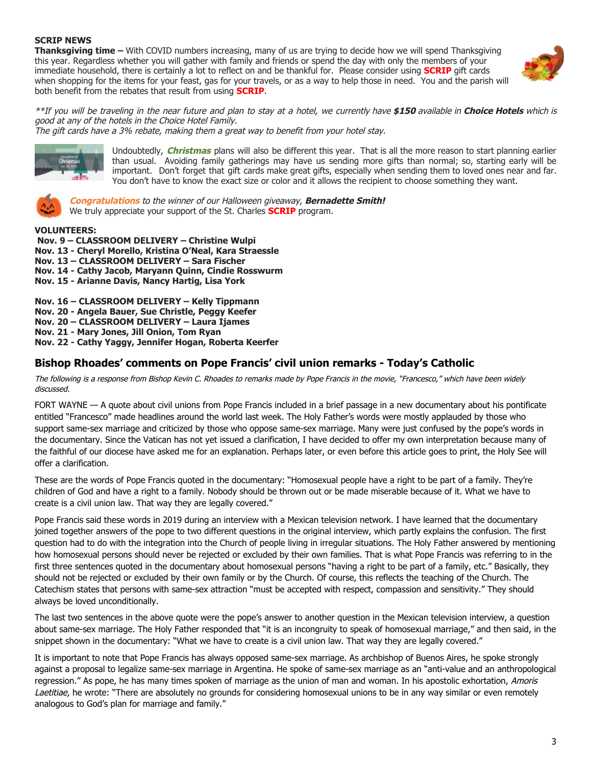**SCRIP NEWS**

**Thanksgiving time –** With COVID numbers increasing, many of us are trying to decide how we will spend Thanksgiving this year. Regardless whether you will gather with family and friends or spend the day with only the members of your immediate household, there is certainly a lot to reflect on and be thankful for. Please consider using **SCRIP** gift cards when shopping for the items for your feast, gas for your travels, or as a way to help those in need. You and the parish will both benefit from the rebates that result from using **SCRIP**.

*\*\*If you will be traveling in the near future and plan to stay at a hotel, we currently have **$150** available in **Choice Hotels** which is good at any of the hotels in the Choice Hotel Family.*
*The gift cards have a 3% rebate, making them a great way to benefit from your hotel stay.*

Undoubtedly, ***Christmas*** plans will also be different this year. That is all the more reason to start planning earlier than usual. Avoiding family gatherings may have us sending more gifts than normal; so, starting early will be important. Don't forget that gift cards make great gifts, especially when sending them to loved ones near and far. You don't have to know the exact size or color and it allows the recipient to choose something they want.

***Congratulations*** to the winner of our Halloween giveaway, ***Bernadette Smith!***
We truly appreciate your support of the St. Charles **SCRIP** program.

**VOLUNTEERS:**
**Nov. 9 – CLASSROOM DELIVERY – Christine Wulpi**
**Nov. 13 - Cheryl Morello, Kristina O'Neal, Kara Straessle**
**Nov. 13 – CLASSROOM DELIVERY – Sara Fischer**
**Nov. 14 - Cathy Jacob, Maryann Quinn, Cindie Rosswurm**
**Nov. 15 - Arianne Davis, Nancy Hartig, Lisa York**

**Nov. 16 – CLASSROOM DELIVERY – Kelly Tippmann**
**Nov. 20 - Angela Bauer, Sue Christle, Peggy Keefer**
**Nov. 20 – CLASSROOM DELIVERY – Laura Ijames**
**Nov. 21 - Mary Jones, Jill Onion, Tom Ryan**
**Nov. 22 - Cathy Yaggy, Jennifer Hogan, Roberta Keerfer**

## Bishop Rhoades' comments on Pope Francis' civil union remarks - Today's Catholic

*The following is a response from Bishop Kevin C. Rhoades to remarks made by Pope Francis in the movie, "Francesco," which have been widely discussed.*

FORT WAYNE — A quote about civil unions from Pope Francis included in a brief passage in a new documentary about his pontificate entitled "Francesco" made headlines around the world last week. The Holy Father's words were mostly applauded by those who support same-sex marriage and criticized by those who oppose same-sex marriage. Many were just confused by the pope's words in the documentary. Since the Vatican has not yet issued a clarification, I have decided to offer my own interpretation because many of the faithful of our diocese have asked me for an explanation. Perhaps later, or even before this article goes to print, the Holy See will offer a clarification.

These are the words of Pope Francis quoted in the documentary: "Homosexual people have a right to be part of a family. They're children of God and have a right to a family. Nobody should be thrown out or be made miserable because of it. What we have to create is a civil union law. That way they are legally covered."

Pope Francis said these words in 2019 during an interview with a Mexican television network. I have learned that the documentary joined together answers of the pope to two different questions in the original interview, which partly explains the confusion. The first question had to do with the integration into the Church of people living in irregular situations. The Holy Father answered by mentioning how homosexual persons should never be rejected or excluded by their own families. That is what Pope Francis was referring to in the first three sentences quoted in the documentary about homosexual persons "having a right to be part of a family, etc." Basically, they should not be rejected or excluded by their own family or by the Church. Of course, this reflects the teaching of the Church. The Catechism states that persons with same-sex attraction "must be accepted with respect, compassion and sensitivity." They should always be loved unconditionally.

The last two sentences in the above quote were the pope's answer to another question in the Mexican television interview, a question about same-sex marriage. The Holy Father responded that "it is an incongruity to speak of homosexual marriage," and then said, in the snippet shown in the documentary: "What we have to create is a civil union law. That way they are legally covered."

It is important to note that Pope Francis has always opposed same-sex marriage. As archbishop of Buenos Aires, he spoke strongly against a proposal to legalize same-sex marriage in Argentina. He spoke of same-sex marriage as an "anti-value and an anthropological regression." As pope, he has many times spoken of marriage as the union of man and woman. In his apostolic exhortation, *Amoris Laetitiae,* he wrote: "There are absolutely no grounds for considering homosexual unions to be in any way similar or even remotely analogous to God's plan for marriage and family."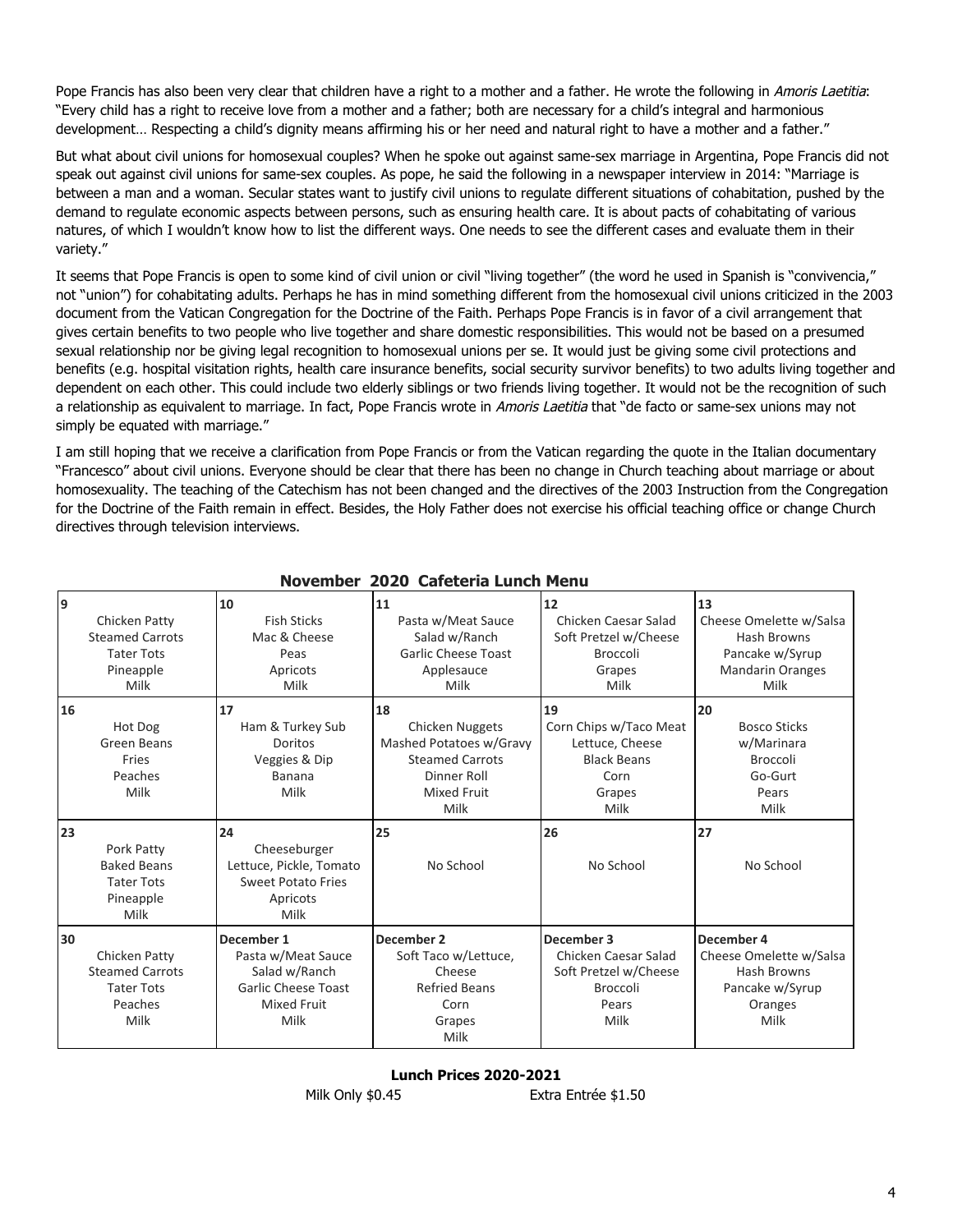Pope Francis has also been very clear that children have a right to a mother and a father. He wrote the following in *Amoris Laetitia*: "Every child has a right to receive love from a mother and a father; both are necessary for a child's integral and harmonious development… Respecting a child's dignity means affirming his or her need and natural right to have a mother and a father."

But what about civil unions for homosexual couples? When he spoke out against same-sex marriage in Argentina, Pope Francis did not speak out against civil unions for same-sex couples. As pope, he said the following in a newspaper interview in 2014: "Marriage is between a man and a woman. Secular states want to justify civil unions to regulate different situations of cohabitation, pushed by the demand to regulate economic aspects between persons, such as ensuring health care. It is about pacts of cohabitating of various natures, of which I wouldn't know how to list the different ways. One needs to see the different cases and evaluate them in their variety."

It seems that Pope Francis is open to some kind of civil union or civil "living together" (the word he used in Spanish is "convivencia," not "union") for cohabitating adults. Perhaps he has in mind something different from the homosexual civil unions criticized in the 2003 document from the Vatican Congregation for the Doctrine of the Faith. Perhaps Pope Francis is in favor of a civil arrangement that gives certain benefits to two people who live together and share domestic responsibilities. This would not be based on a presumed sexual relationship nor be giving legal recognition to homosexual unions per se. It would just be giving some civil protections and benefits (e.g. hospital visitation rights, health care insurance benefits, social security survivor benefits) to two adults living together and dependent on each other. This could include two elderly siblings or two friends living together. It would not be the recognition of such a relationship as equivalent to marriage. In fact, Pope Francis wrote in *Amoris Laetitia* that "de facto or same-sex unions may not simply be equated with marriage."

I am still hoping that we receive a clarification from Pope Francis or from the Vatican regarding the quote in the Italian documentary "Francesco" about civil unions. Everyone should be clear that there has been no change in Church teaching about marriage or about homosexuality. The teaching of the Catechism has not been changed and the directives of the 2003 Instruction from the Congregation for the Doctrine of the Faith remain in effect. Besides, the Holy Father does not exercise his official teaching office or change Church directives through television interviews.

## November 2020 Cafeteria Lunch Menu

| | | | | |
|---|---|---|---|---|
| **9**<br>Chicken Patty<br>Steamed Carrots<br>Tater Tots<br>Pineapple<br>Milk | **10**<br>Fish Sticks<br>Mac & Cheese<br>Peas<br>Apricots<br>Milk | **11**<br>Pasta w/Meat Sauce<br>Salad w/Ranch<br>Garlic Cheese Toast<br>Applesauce<br>Milk | **12**<br>Chicken Caesar Salad<br>Soft Pretzel w/Cheese<br>Broccoli<br>Grapes<br>Milk | **13**<br>Cheese Omelette w/Salsa<br>Hash Browns<br>Pancake w/Syrup<br>Mandarin Oranges<br>Milk |
| **16**<br>Hot Dog<br>Green Beans<br>Fries<br>Peaches<br>Milk | **17**<br>Ham & Turkey Sub<br>Doritos<br>Veggies & Dip<br>Banana<br>Milk | **18**<br>Chicken Nuggets<br>Mashed Potatoes w/Gravy<br>Steamed Carrots<br>Dinner Roll<br>Mixed Fruit<br>Milk | **19**<br>Corn Chips w/Taco Meat<br>Lettuce, Cheese<br>Black Beans<br>Corn<br>Grapes<br>Milk | **20**<br>Bosco Sticks<br>w/Marinara<br>Broccoli<br>Go-Gurt<br>Pears<br>Milk |
| **23**<br>Pork Patty<br>Baked Beans<br>Tater Tots<br>Pineapple<br>Milk | **24**<br>Cheeseburger<br>Lettuce, Pickle, Tomato<br>Sweet Potato Fries<br>Apricots<br>Milk | **25**<br>No School | **26**<br>No School | **27**<br>No School |
| **30**<br>Chicken Patty<br>Steamed Carrots<br>Tater Tots<br>Peaches<br>Milk | **December 1**<br>Pasta w/Meat Sauce<br>Salad w/Ranch<br>Garlic Cheese Toast<br>Mixed Fruit<br>Milk | **December 2**<br>Soft Taco w/Lettuce,<br>Cheese<br>Refried Beans<br>Corn<br>Grapes<br>Milk | **December 3**<br>Chicken Caesar Salad<br>Soft Pretzel w/Cheese<br>Broccoli<br>Pears<br>Milk | **December 4**<br>Cheese Omelette w/Salsa<br>Hash Browns<br>Pancake w/Syrup<br>Oranges<br>Milk |

**Lunch Prices 2020-2021**

Milk Only $0.45 Extra Entrée $1.50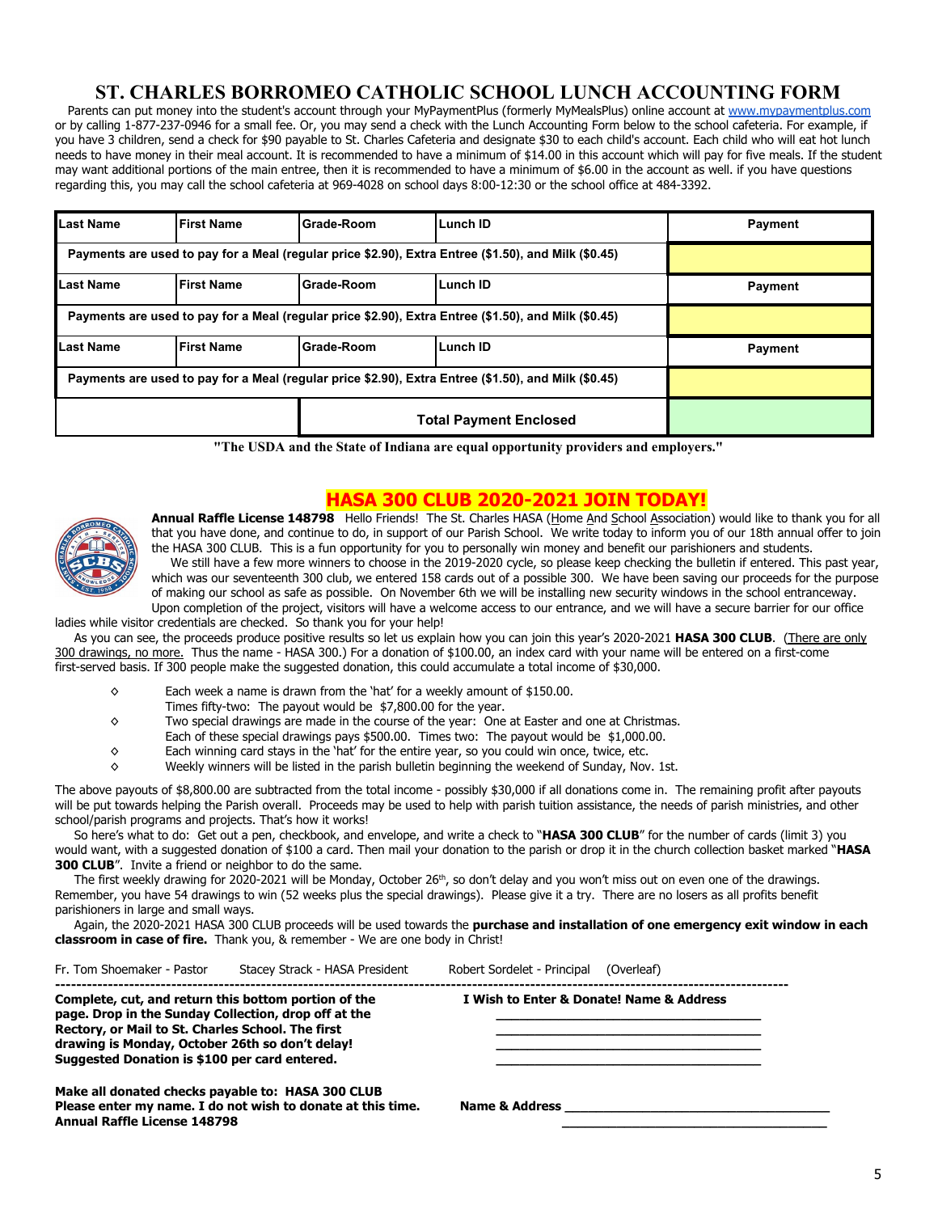# ST. CHARLES BORROMEO CATHOLIC SCHOOL LUNCH ACCOUNTING FORM

Parents can put money into the student's account through your MyPaymentPlus (formerly MyMealsPlus) online account at www.mypaymentplus.com or by calling 1-877-237-0946 for a small fee. Or, you may send a check with the Lunch Accounting Form below to the school cafeteria. For example, if you have 3 children, send a check for $90 payable to St. Charles Cafeteria and designate $30 to each child's account. Each child who will eat hot lunch needs to have money in their meal account. It is recommended to have a minimum of $14.00 in this account which will pay for five meals. If the student may want additional portions of the main entree, then it is recommended to have a minimum of $6.00 in the account as well. if you have questions regarding this, you may call the school cafeteria at 969-4028 on school days 8:00-12:30 or the school office at 484-3392.

| Last Name | First Name | Grade-Room | Lunch ID | Payment |
|---|---|---|---|---|
| Payments are used to pay for a Meal (regular price $2.90), Extra Entree ($1.50), and Milk ($0.45) | | | | |
| Last Name | First Name | Grade-Room | Lunch ID | Payment |
| Payments are used to pay for a Meal (regular price $2.90), Extra Entree ($1.50), and Milk ($0.45) | | | | |
| Last Name | First Name | Grade-Room | Lunch ID | Payment |
| Payments are used to pay for a Meal (regular price $2.90), Extra Entree ($1.50), and Milk ($0.45) | | | | |
| | | **Total Payment Enclosed** | | |

**"The USDA and the State of Indiana are equal opportunity providers and employers."**

## HASA 300 CLUB 2020-2021 JOIN TODAY!

**Annual Raffle License 148798** Hello Friends! The St. Charles HASA (Home And School Association) would like to thank you for all that you have done, and continue to do, in support of our Parish School. We write today to inform you of our 18th annual offer to join the HASA 300 CLUB. This is a fun opportunity for you to personally win money and benefit our parishioners and students.

We still have a few more winners to choose in the 2019-2020 cycle, so please keep checking the bulletin if entered. This past year, which was our seventeenth 300 club, we entered 158 cards out of a possible 300. We have been saving our proceeds for the purpose of making our school as safe as possible. On November 6th we will be installing new security windows in the school entranceway. Upon completion of the project, visitors will have a welcome access to our entrance, and we will have a secure barrier for our office ladies while visitor credentials are checked. So thank you for your help!

As you can see, the proceeds produce positive results so let us explain how you can join this year's 2020-2021 **HASA 300 CLUB**. (There are only 300 drawings, no more. Thus the name - HASA 300.) For a donation of $100.00, an index card with your name will be entered on a first-come first-served basis. If 300 people make the suggested donation, this could accumulate a total income of $30,000.

- Each week a name is drawn from the 'hat' for a weekly amount of $150.00.
  Times fifty-two: The payout would be $7,800.00 for the year.
- Two special drawings are made in the course of the year: One at Easter and one at Christmas.
  Each of these special drawings pays $500.00. Times two: The payout would be $1,000.00.
- Each winning card stays in the 'hat' for the entire year, so you could win once, twice, etc.
- Weekly winners will be listed in the parish bulletin beginning the weekend of Sunday, Nov. 1st.

The above payouts of $8,800.00 are subtracted from the total income - possibly $30,000 if all donations come in. The remaining profit after payouts will be put towards helping the Parish overall. Proceeds may be used to help with parish tuition assistance, the needs of parish ministries, and other school/parish programs and projects. That's how it works!

So here's what to do: Get out a pen, checkbook, and envelope, and write a check to "**HASA 300 CLUB**" for the number of cards (limit 3) you would want, with a suggested donation of $100 a card. Then mail your donation to the parish or drop it in the church collection basket marked "**HASA 300 CLUB**". Invite a friend or neighbor to do the same.

The first weekly drawing for 2020-2021 will be Monday, October 26th, so don't delay and you won't miss out on even one of the drawings. Remember, you have 54 drawings to win (52 weeks plus the special drawings). Please give it a try. There are no losers as all profits benefit parishioners in large and small ways.

Again, the 2020-2021 HASA 300 CLUB proceeds will be used towards the **purchase and installation of one emergency exit window in each classroom in case of fire.** Thank you, & remember - We are one body in Christ!

Fr. Tom Shoemaker - Pastor    Stacey Strack - HASA President    Robert Sordelet - Principal    (Overleaf)

---

**Complete, cut, and return this bottom portion of the page. Drop in the Sunday Collection, drop off at the Rectory, or Mail to St. Charles School. The first drawing is Monday, October 26th so don't delay! Suggested Donation is $100 per card entered.**

**I Wish to Enter & Donate! Name & Address**

\_\_\_\_\_\_\_\_\_\_\_\_\_\_\_\_\_\_\_\_\_\_\_\_\_\_\_\_\_\_\_\_\_\_\_\_

\_\_\_\_\_\_\_\_\_\_\_\_\_\_\_\_\_\_\_\_\_\_\_\_\_\_\_\_\_\_\_\_\_\_\_\_

\_\_\_\_\_\_\_\_\_\_\_\_\_\_\_\_\_\_\_\_\_\_\_\_\_\_\_\_\_\_\_\_\_\_\_\_

\_\_\_\_\_\_\_\_\_\_\_\_\_\_\_\_\_\_\_\_\_\_\_\_\_\_\_\_\_\_\_\_\_\_\_\_

**Make all donated checks payable to: HASA 300 CLUB**
**Please enter my name. I do not wish to donate at this time.**
**Annual Raffle License 148798**

**Name & Address** \_\_\_\_\_\_\_\_\_\_\_\_\_\_\_\_\_\_\_\_\_\_\_\_\_\_\_\_\_\_\_\_\_\_\_\_

\_\_\_\_\_\_\_\_\_\_\_\_\_\_\_\_\_\_\_\_\_\_\_\_\_\_\_\_\_\_\_\_\_\_\_\_